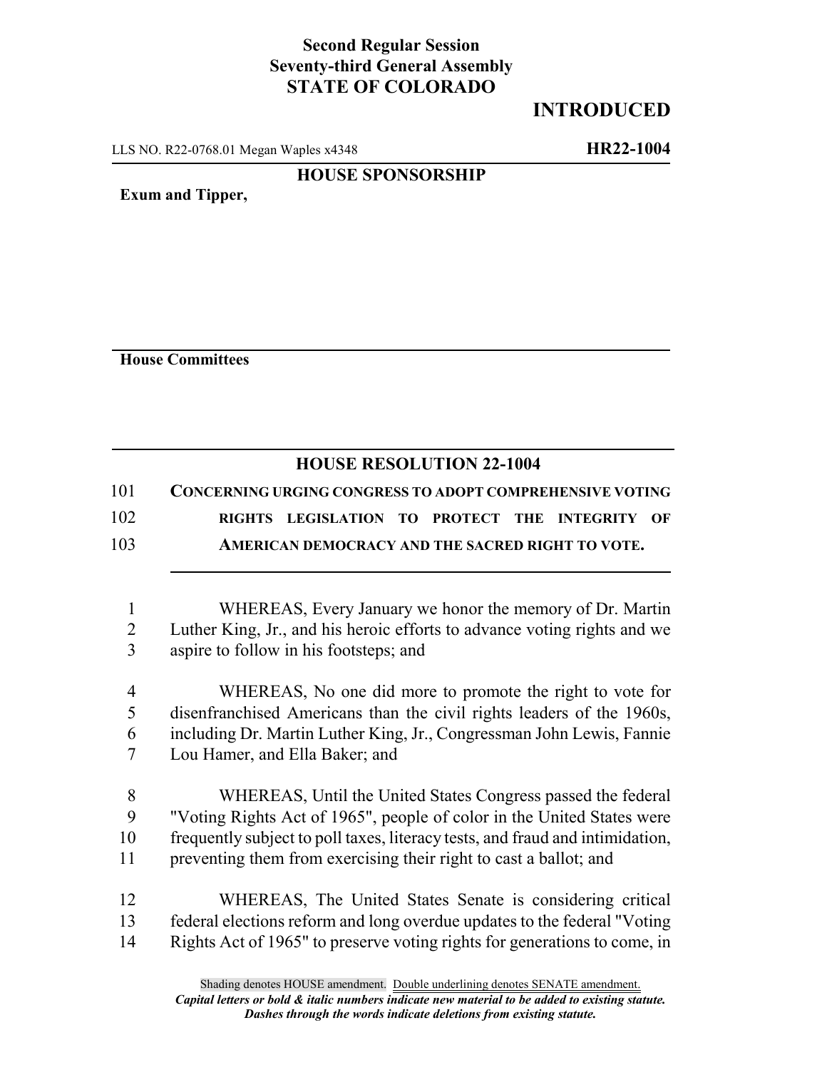**Second Regular Session**
**Seventy-third General Assembly**
**STATE OF COLORADO**

# INTRODUCED

LLS NO. R22-0768.01 Megan Waples x4348 **HR22-1004**

**HOUSE SPONSORSHIP**

**Exum and Tipper,**

**House Committees**

## HOUSE RESOLUTION 22-1004

101 **CONCERNING URGING CONGRESS TO ADOPT COMPREHENSIVE VOTING**
102 **RIGHTS LEGISLATION TO PROTECT THE INTEGRITY OF**
103 **AMERICAN DEMOCRACY AND THE SACRED RIGHT TO VOTE.**

1 WHEREAS, Every January we honor the memory of Dr. Martin
2 Luther King, Jr., and his heroic efforts to advance voting rights and we
3 aspire to follow in his footsteps; and

4 WHEREAS, No one did more to promote the right to vote for
5 disenfranchised Americans than the civil rights leaders of the 1960s,
6 including Dr. Martin Luther King, Jr., Congressman John Lewis, Fannie
7 Lou Hamer, and Ella Baker; and

8 WHEREAS, Until the United States Congress passed the federal
9 "Voting Rights Act of 1965", people of color in the United States were
10 frequently subject to poll taxes, literacy tests, and fraud and intimidation,
11 preventing them from exercising their right to cast a ballot; and

12 WHEREAS, The United States Senate is considering critical
13 federal elections reform and long overdue updates to the federal "Voting
14 Rights Act of 1965" to preserve voting rights for generations to come, in

Shading denotes HOUSE amendment. Double underlining denotes SENATE amendment.
*Capital letters or bold & italic numbers indicate new material to be added to existing statute.*
*Dashes through the words indicate deletions from existing statute.*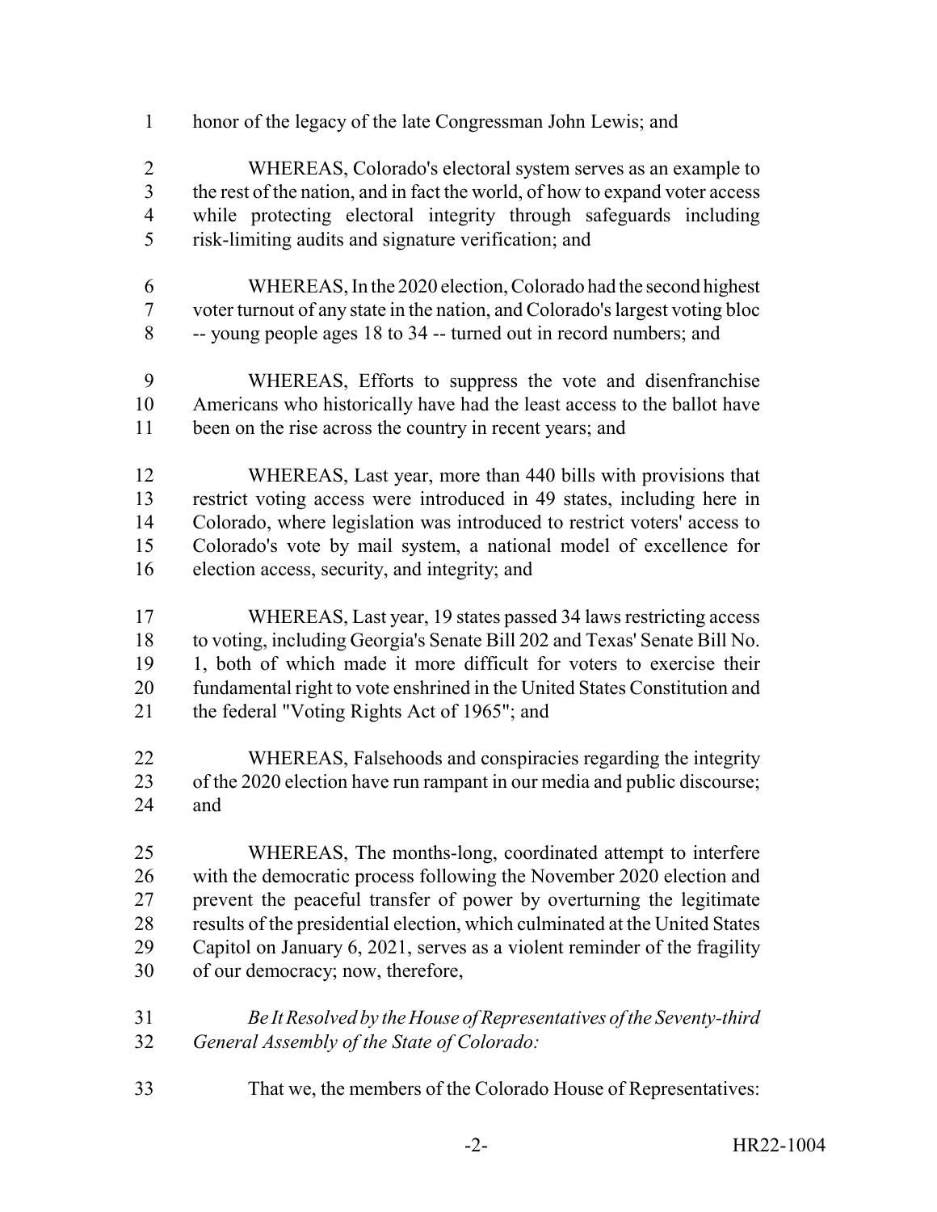honor of the legacy of the late Congressman John Lewis; and

WHEREAS, Colorado's electoral system serves as an example to the rest of the nation, and in fact the world, of how to expand voter access while protecting electoral integrity through safeguards including risk-limiting audits and signature verification; and

WHEREAS, In the 2020 election, Colorado had the second highest voter turnout of any state in the nation, and Colorado's largest voting bloc -- young people ages 18 to 34 -- turned out in record numbers; and

WHEREAS, Efforts to suppress the vote and disenfranchise Americans who historically have had the least access to the ballot have been on the rise across the country in recent years; and

WHEREAS, Last year, more than 440 bills with provisions that restrict voting access were introduced in 49 states, including here in Colorado, where legislation was introduced to restrict voters' access to Colorado's vote by mail system, a national model of excellence for election access, security, and integrity; and

WHEREAS, Last year, 19 states passed 34 laws restricting access to voting, including Georgia's Senate Bill 202 and Texas' Senate Bill No. 1, both of which made it more difficult for voters to exercise their fundamental right to vote enshrined in the United States Constitution and the federal "Voting Rights Act of 1965"; and

WHEREAS, Falsehoods and conspiracies regarding the integrity of the 2020 election have run rampant in our media and public discourse; and

WHEREAS, The months-long, coordinated attempt to interfere with the democratic process following the November 2020 election and prevent the peaceful transfer of power by overturning the legitimate results of the presidential election, which culminated at the United States Capitol on January 6, 2021, serves as a violent reminder of the fragility of our democracy; now, therefore,

*Be It Resolved by the House of Representatives of the Seventy-third General Assembly of the State of Colorado:*

That we, the members of the Colorado House of Representatives: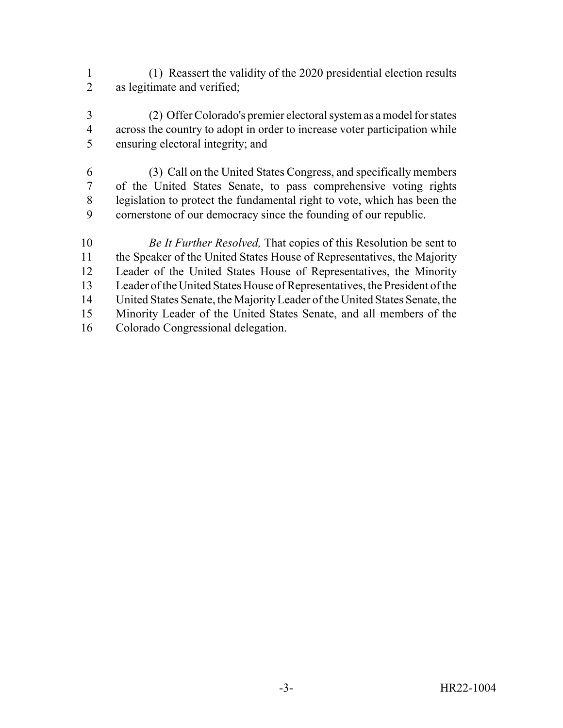(1) Reassert the validity of the 2020 presidential election results as legitimate and verified;

(2) Offer Colorado's premier electoral system as a model for states across the country to adopt in order to increase voter participation while ensuring electoral integrity; and

(3) Call on the United States Congress, and specifically members of the United States Senate, to pass comprehensive voting rights legislation to protect the fundamental right to vote, which has been the cornerstone of our democracy since the founding of our republic.

*Be It Further Resolved,* That copies of this Resolution be sent to the Speaker of the United States House of Representatives, the Majority Leader of the United States House of Representatives, the Minority Leader of the United States House of Representatives, the President of the United States Senate, the Majority Leader of the United States Senate, the Minority Leader of the United States Senate, and all members of the Colorado Congressional delegation.